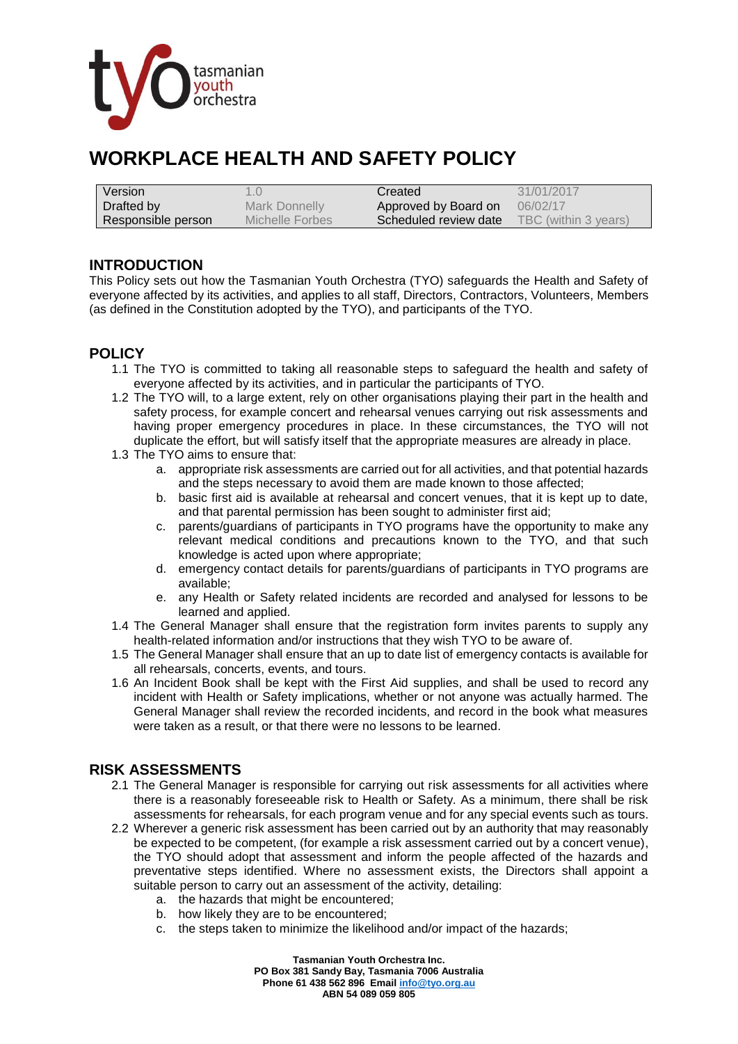tasmanian youth orchestra

# WORKPLACE HEALTH AND SAFETY POLICY

| | | | |
|---|---|---|---|
| Version | 1.0 | Created | 31/01/2017 |
| Drafted by | Mark Donnelly | Approved by Board on | 06/02/17 |
| Responsible person | Michelle Forbes | Scheduled review date | TBC (within 3 years) |

## INTRODUCTION

This Policy sets out how the Tasmanian Youth Orchestra (TYO) safeguards the Health and Safety of everyone affected by its activities, and applies to all staff, Directors, Contractors, Volunteers, Members (as defined in the Constitution adopted by the TYO), and participants of the TYO.

## POLICY

1.1 The TYO is committed to taking all reasonable steps to safeguard the health and safety of everyone affected by its activities, and in particular the participants of TYO.

1.2 The TYO will, to a large extent, rely on other organisations playing their part in the health and safety process, for example concert and rehearsal venues carrying out risk assessments and having proper emergency procedures in place. In these circumstances, the TYO will not duplicate the effort, but will satisfy itself that the appropriate measures are already in place.

1.3 The TYO aims to ensure that:

   a. appropriate risk assessments are carried out for all activities, and that potential hazards and the steps necessary to avoid them are made known to those affected;
   b. basic first aid is available at rehearsal and concert venues, that it is kept up to date, and that parental permission has been sought to administer first aid;
   c. parents/guardians of participants in TYO programs have the opportunity to make any relevant medical conditions and precautions known to the TYO, and that such knowledge is acted upon where appropriate;
   d. emergency contact details for parents/guardians of participants in TYO programs are available;
   e. any Health or Safety related incidents are recorded and analysed for lessons to be learned and applied.

1.4 The General Manager shall ensure that the registration form invites parents to supply any health-related information and/or instructions that they wish TYO to be aware of.

1.5 The General Manager shall ensure that an up to date list of emergency contacts is available for all rehearsals, concerts, events, and tours.

1.6 An Incident Book shall be kept with the First Aid supplies, and shall be used to record any incident with Health or Safety implications, whether or not anyone was actually harmed. The General Manager shall review the recorded incidents, and record in the book what measures were taken as a result, or that there were no lessons to be learned.

## RISK ASSESSMENTS

2.1 The General Manager is responsible for carrying out risk assessments for all activities where there is a reasonably foreseeable risk to Health or Safety. As a minimum, there shall be risk assessments for rehearsals, for each program venue and for any special events such as tours.

2.2 Wherever a generic risk assessment has been carried out by an authority that may reasonably be expected to be competent, (for example a risk assessment carried out by a concert venue), the TYO should adopt that assessment and inform the people affected of the hazards and preventative steps identified. Where no assessment exists, the Directors shall appoint a suitable person to carry out an assessment of the activity, detailing:

   a. the hazards that might be encountered;
   b. how likely they are to be encountered;
   c. the steps taken to minimize the likelihood and/or impact of the hazards;

**Tasmanian Youth Orchestra Inc.**
**PO Box 381 Sandy Bay, Tasmania 7006 Australia**
**Phone 61 438 562 896 Email info@tyo.org.au**
**ABN 54 089 059 805**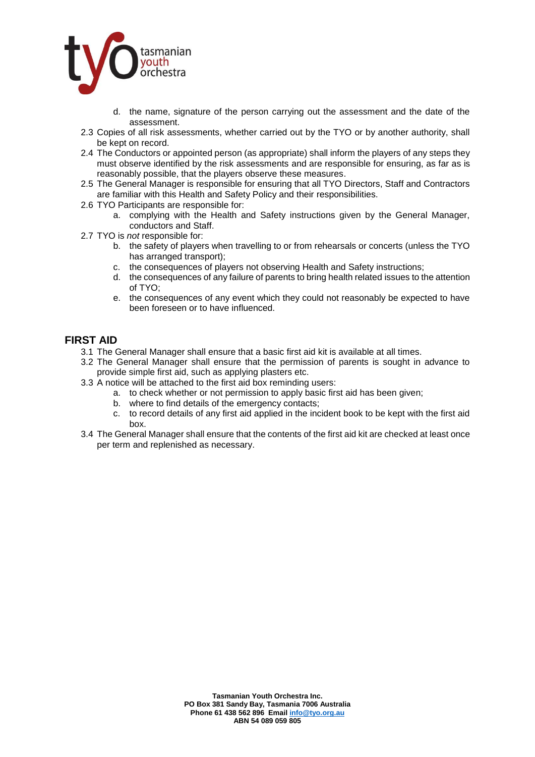d. the name, signature of the person carrying out the assessment and the date of the assessment.

2.3 Copies of all risk assessments, whether carried out by the TYO or by another authority, shall be kept on record.

2.4 The Conductors or appointed person (as appropriate) shall inform the players of any steps they must observe identified by the risk assessments and are responsible for ensuring, as far as is reasonably possible, that the players observe these measures.

2.5 The General Manager is responsible for ensuring that all TYO Directors, Staff and Contractors are familiar with this Health and Safety Policy and their responsibilities.

2.6 TYO Participants are responsible for:

a. complying with the Health and Safety instructions given by the General Manager, conductors and Staff.

2.7 TYO is *not* responsible for:

b. the safety of players when travelling to or from rehearsals or concerts (unless the TYO has arranged transport);

c. the consequences of players not observing Health and Safety instructions;

d. the consequences of any failure of parents to bring health related issues to the attention of TYO;

e. the consequences of any event which they could not reasonably be expected to have been foreseen or to have influenced.

## FIRST AID

3.1 The General Manager shall ensure that a basic first aid kit is available at all times.

3.2 The General Manager shall ensure that the permission of parents is sought in advance to provide simple first aid, such as applying plasters etc.

3.3 A notice will be attached to the first aid box reminding users:

a. to check whether or not permission to apply basic first aid has been given;

b. where to find details of the emergency contacts;

c. to record details of any first aid applied in the incident book to be kept with the first aid box.

3.4 The General Manager shall ensure that the contents of the first aid kit are checked at least once per term and replenished as necessary.